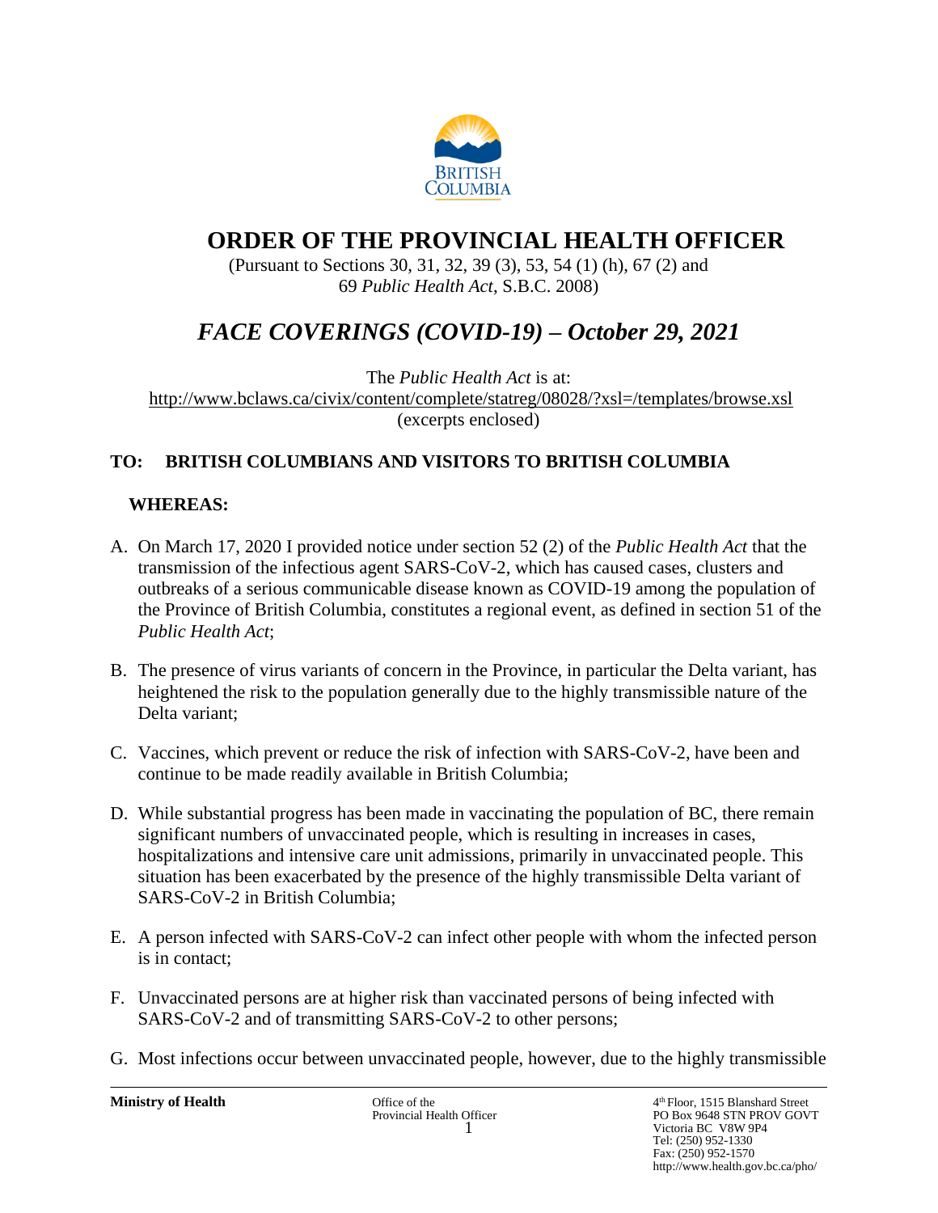BRITISH COLUMBIA

# ORDER OF THE PROVINCIAL HEALTH OFFICER

(Pursuant to Sections 30, 31, 32, 39 (3), 53, 54 (1) (h), 67 (2) and 69 *Public Health Act*, S.B.C. 2008)

## *FACE COVERINGS (COVID-19) – October 29, 2021*

The *Public Health Act* is at:
http://www.bclaws.ca/civix/content/complete/statreg/08028/?xsl=/templates/browse.xsl
(excerpts enclosed)

**TO: BRITISH COLUMBIANS AND VISITORS TO BRITISH COLUMBIA**

**WHEREAS:**

A. On March 17, 2020 I provided notice under section 52 (2) of the *Public Health Act* that the transmission of the infectious agent SARS-CoV-2, which has caused cases, clusters and outbreaks of a serious communicable disease known as COVID-19 among the population of the Province of British Columbia, constitutes a regional event, as defined in section 51 of the *Public Health Act*;

B. The presence of virus variants of concern in the Province, in particular the Delta variant, has heightened the risk to the population generally due to the highly transmissible nature of the Delta variant;

C. Vaccines, which prevent or reduce the risk of infection with SARS-CoV-2, have been and continue to be made readily available in British Columbia;

D. While substantial progress has been made in vaccinating the population of BC, there remain significant numbers of unvaccinated people, which is resulting in increases in cases, hospitalizations and intensive care unit admissions, primarily in unvaccinated people. This situation has been exacerbated by the presence of the highly transmissible Delta variant of SARS-CoV-2 in British Columbia;

E. A person infected with SARS-CoV-2 can infect other people with whom the infected person is in contact;

F. Unvaccinated persons are at higher risk than vaccinated persons of being infected with SARS-CoV-2 and of transmitting SARS-CoV-2 to other persons;

G. Most infections occur between unvaccinated people, however, due to the highly transmissible

**Ministry of Health** — Office of the Provincial Health Officer — 4th Floor, 1515 Blanshard Street, PO Box 9648 STN PROV GOVT, Victoria BC V8W 9P4, Tel: (250) 952-1330, Fax: (250) 952-1570, http://www.health.gov.bc.ca/pho/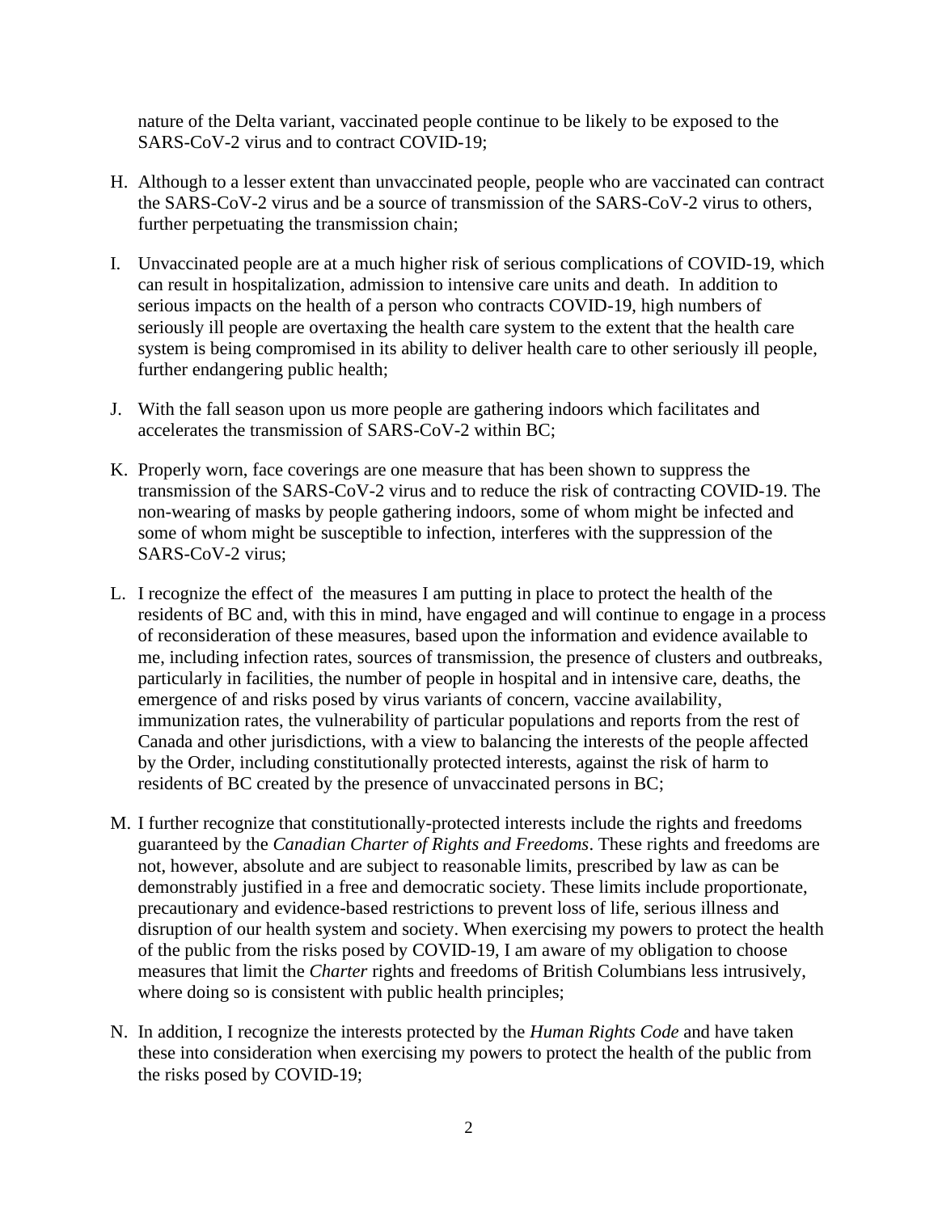nature of the Delta variant, vaccinated people continue to be likely to be exposed to the SARS-CoV-2 virus and to contract COVID-19;

H. Although to a lesser extent than unvaccinated people, people who are vaccinated can contract the SARS-CoV-2 virus and be a source of transmission of the SARS-CoV-2 virus to others, further perpetuating the transmission chain;

I. Unvaccinated people are at a much higher risk of serious complications of COVID-19, which can result in hospitalization, admission to intensive care units and death. In addition to serious impacts on the health of a person who contracts COVID-19, high numbers of seriously ill people are overtaxing the health care system to the extent that the health care system is being compromised in its ability to deliver health care to other seriously ill people, further endangering public health;

J. With the fall season upon us more people are gathering indoors which facilitates and accelerates the transmission of SARS-CoV-2 within BC;

K. Properly worn, face coverings are one measure that has been shown to suppress the transmission of the SARS-CoV-2 virus and to reduce the risk of contracting COVID-19. The non-wearing of masks by people gathering indoors, some of whom might be infected and some of whom might be susceptible to infection, interferes with the suppression of the SARS-CoV-2 virus;

L. I recognize the effect of the measures I am putting in place to protect the health of the residents of BC and, with this in mind, have engaged and will continue to engage in a process of reconsideration of these measures, based upon the information and evidence available to me, including infection rates, sources of transmission, the presence of clusters and outbreaks, particularly in facilities, the number of people in hospital and in intensive care, deaths, the emergence of and risks posed by virus variants of concern, vaccine availability, immunization rates, the vulnerability of particular populations and reports from the rest of Canada and other jurisdictions, with a view to balancing the interests of the people affected by the Order, including constitutionally protected interests, against the risk of harm to residents of BC created by the presence of unvaccinated persons in BC;

M. I further recognize that constitutionally-protected interests include the rights and freedoms guaranteed by the *Canadian Charter of Rights and Freedoms*. These rights and freedoms are not, however, absolute and are subject to reasonable limits, prescribed by law as can be demonstrably justified in a free and democratic society. These limits include proportionate, precautionary and evidence-based restrictions to prevent loss of life, serious illness and disruption of our health system and society. When exercising my powers to protect the health of the public from the risks posed by COVID-19, I am aware of my obligation to choose measures that limit the *Charter* rights and freedoms of British Columbians less intrusively, where doing so is consistent with public health principles;

N. In addition, I recognize the interests protected by the *Human Rights Code* and have taken these into consideration when exercising my powers to protect the health of the public from the risks posed by COVID-19;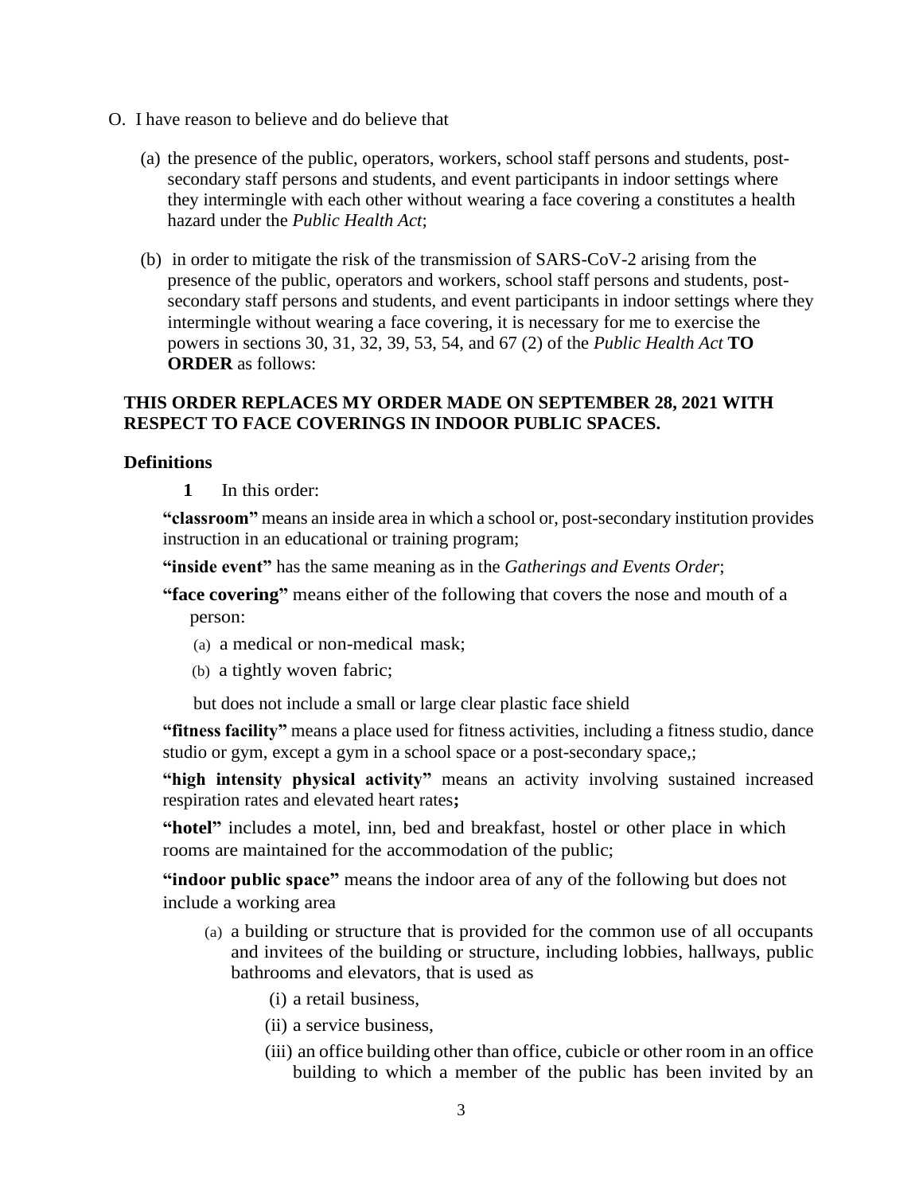O. I have reason to believe and do believe that

(a) the presence of the public, operators, workers, school staff persons and students, post-secondary staff persons and students, and event participants in indoor settings where they intermingle with each other without wearing a face covering a constitutes a health hazard under the *Public Health Act*;

(b) in order to mitigate the risk of the transmission of SARS-CoV-2 arising from the presence of the public, operators and workers, school staff persons and students, post-secondary staff persons and students, and event participants in indoor settings where they intermingle without wearing a face covering, it is necessary for me to exercise the powers in sections 30, 31, 32, 39, 53, 54, and 67 (2) of the *Public Health Act* **TO ORDER** as follows:

**THIS ORDER REPLACES MY ORDER MADE ON SEPTEMBER 28, 2021 WITH RESPECT TO FACE COVERINGS IN INDOOR PUBLIC SPACES.**

**Definitions**

**1** In this order:

**"classroom"** means an inside area in which a school or, post-secondary institution provides instruction in an educational or training program;

**"inside event"** has the same meaning as in the *Gatherings and Events Order*;

**"face covering"** means either of the following that covers the nose and mouth of a person:

(a) a medical or non-medical mask;

(b) a tightly woven fabric;

but does not include a small or large clear plastic face shield

**"fitness facility"** means a place used for fitness activities, including a fitness studio, dance studio or gym, except a gym in a school space or a post-secondary space,;

**"high intensity physical activity"** means an activity involving sustained increased respiration rates and elevated heart rates**;**

**"hotel"** includes a motel, inn, bed and breakfast, hostel or other place in which rooms are maintained for the accommodation of the public;

**"indoor public space"** means the indoor area of any of the following but does not include a working area

(a) a building or structure that is provided for the common use of all occupants and invitees of the building or structure, including lobbies, hallways, public bathrooms and elevators, that is used as

(i) a retail business,

(ii) a service business,

(iii) an office building other than office, cubicle or other room in an office building to which a member of the public has been invited by an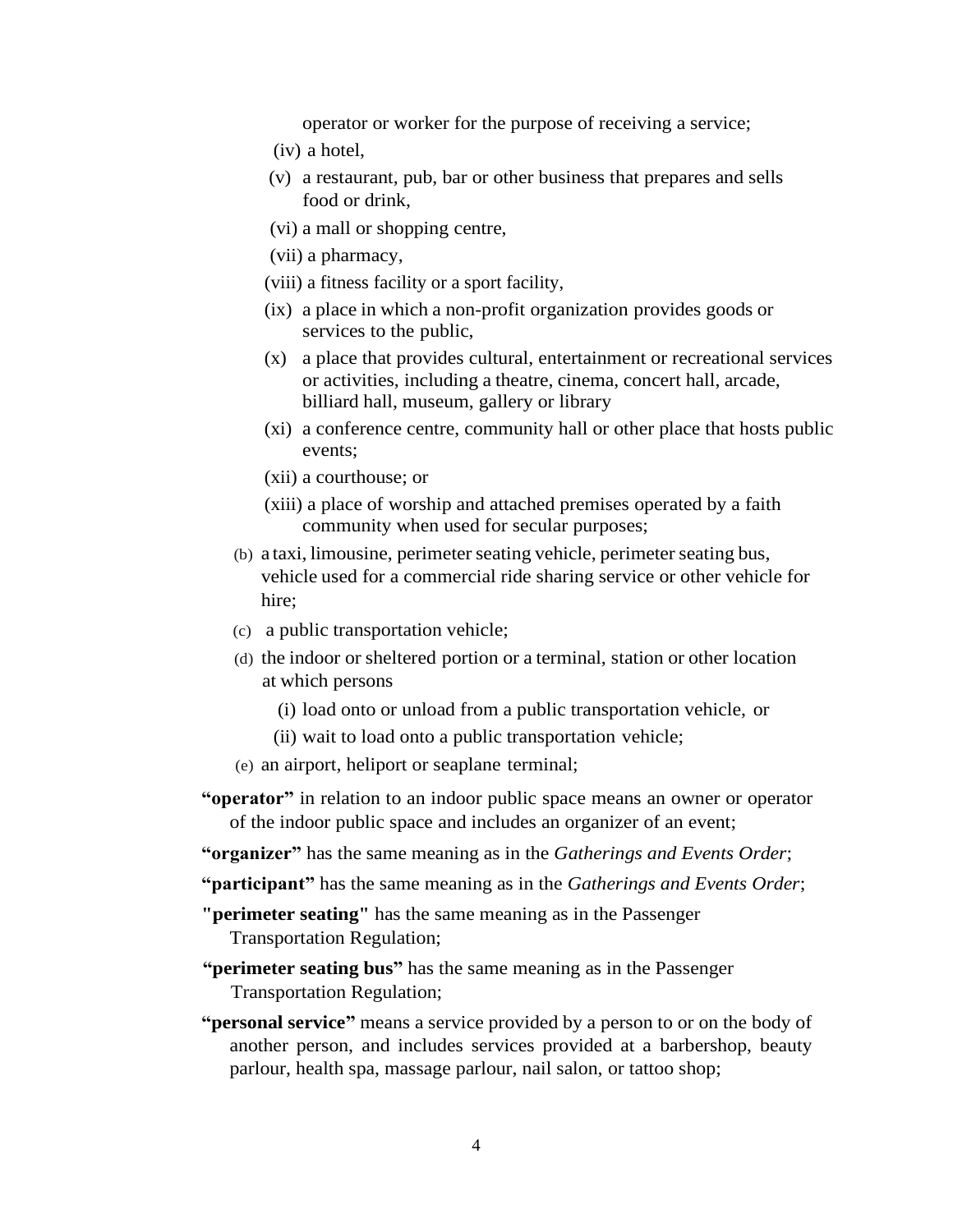operator or worker for the purpose of receiving a service;

(iv) a hotel,

(v) a restaurant, pub, bar or other business that prepares and sells food or drink,

(vi) a mall or shopping centre,

(vii) a pharmacy,

(viii) a fitness facility or a sport facility,

(ix) a place in which a non-profit organization provides goods or services to the public,

(x) a place that provides cultural, entertainment or recreational services or activities, including a theatre, cinema, concert hall, arcade, billiard hall, museum, gallery or library

(xi) a conference centre, community hall or other place that hosts public events;

(xii) a courthouse; or

(xiii) a place of worship and attached premises operated by a faith community when used for secular purposes;

(b) a taxi, limousine, perimeter seating vehicle, perimeter seating bus, vehicle used for a commercial ride sharing service or other vehicle for hire;

(c) a public transportation vehicle;

(d) the indoor or sheltered portion or a terminal, station or other location at which persons

(i) load onto or unload from a public transportation vehicle, or

(ii) wait to load onto a public transportation vehicle;

(e) an airport, heliport or seaplane terminal;

**"operator"** in relation to an indoor public space means an owner or operator of the indoor public space and includes an organizer of an event;

**"organizer"** has the same meaning as in the *Gatherings and Events Order*;

**"participant"** has the same meaning as in the *Gatherings and Events Order*;

**"perimeter seating"** has the same meaning as in the Passenger Transportation Regulation;

**"perimeter seating bus"** has the same meaning as in the Passenger Transportation Regulation;

**"personal service"** means a service provided by a person to or on the body of another person, and includes services provided at a barbershop, beauty parlour, health spa, massage parlour, nail salon, or tattoo shop;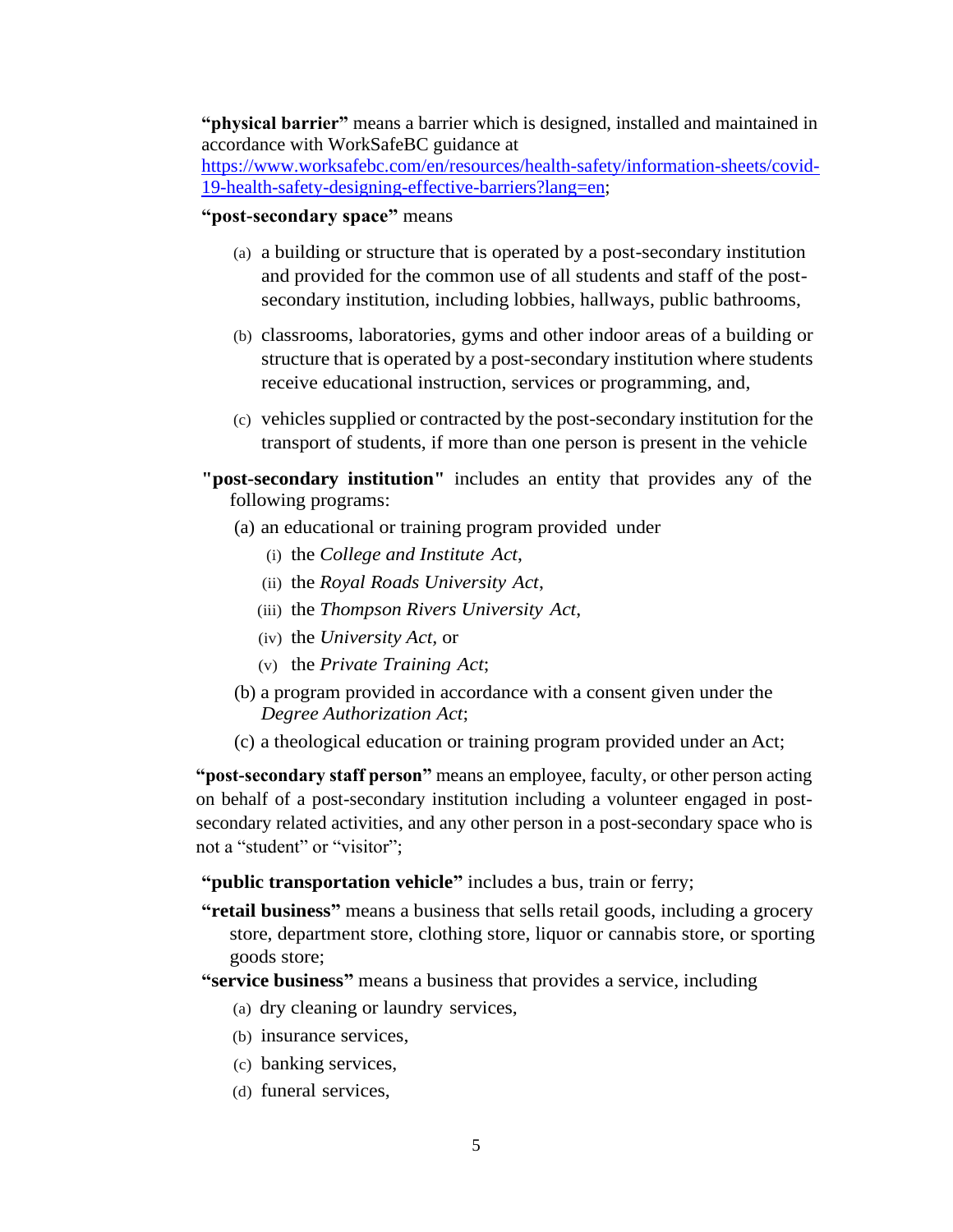**"physical barrier"** means a barrier which is designed, installed and maintained in accordance with WorkSafeBC guidance at [https://www.worksafebc.com/en/resources/health-safety/information-sheets/covid-19-health-safety-designing-effective-barriers?lang=en](https://www.worksafebc.com/en/resources/health-safety/information-sheets/covid-19-health-safety-designing-effective-barriers?lang=en);

**"post-secondary space"** means

(a) a building or structure that is operated by a post-secondary institution and provided for the common use of all students and staff of the post-secondary institution, including lobbies, hallways, public bathrooms,

(b) classrooms, laboratories, gyms and other indoor areas of a building or structure that is operated by a post-secondary institution where students receive educational instruction, services or programming, and,

(c) vehicles supplied or contracted by the post-secondary institution for the transport of students, if more than one person is present in the vehicle

**"post-secondary institution"** includes an entity that provides any of the following programs:

(a) an educational or training program provided under

(i) the *College and Institute Act*,

(ii) the *Royal Roads University Act*,

(iii) the *Thompson Rivers University Act*,

(iv) the *University Act*, or

(v) the *Private Training Act*;

(b) a program provided in accordance with a consent given under the *Degree Authorization Act*;

(c) a theological education or training program provided under an Act;

**"post-secondary staff person"** means an employee, faculty, or other person acting on behalf of a post-secondary institution including a volunteer engaged in post-secondary related activities, and any other person in a post-secondary space who is not a "student" or "visitor";

**"public transportation vehicle"** includes a bus, train or ferry;

**"retail business"** means a business that sells retail goods, including a grocery store, department store, clothing store, liquor or cannabis store, or sporting goods store;

**"service business"** means a business that provides a service, including

(a) dry cleaning or laundry services,

(b) insurance services,

(c) banking services,

(d) funeral services,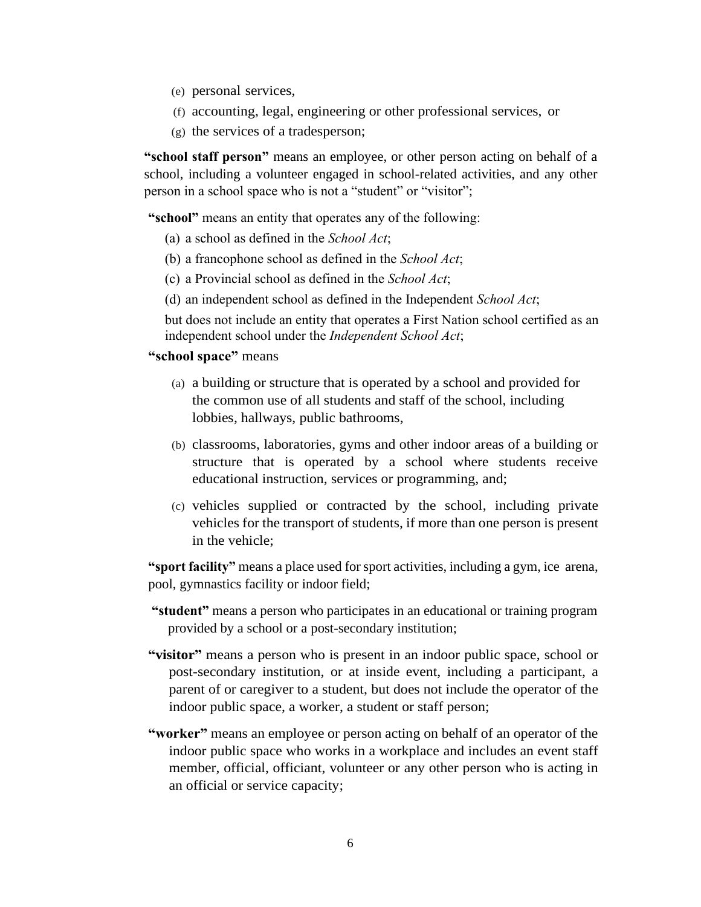(e) personal services,

(f) accounting, legal, engineering or other professional services, or

(g) the services of a tradesperson;

**"school staff person"** means an employee, or other person acting on behalf of a school, including a volunteer engaged in school-related activities, and any other person in a school space who is not a "student" or "visitor";

**"school"** means an entity that operates any of the following:

(a) a school as defined in the *School Act*;

(b) a francophone school as defined in the *School Act*;

(c) a Provincial school as defined in the *School Act*;

(d) an independent school as defined in the Independent *School Act*;

but does not include an entity that operates a First Nation school certified as an independent school under the *Independent School Act*;

**"school space"** means

(a) a building or structure that is operated by a school and provided for the common use of all students and staff of the school, including lobbies, hallways, public bathrooms,

(b) classrooms, laboratories, gyms and other indoor areas of a building or structure that is operated by a school where students receive educational instruction, services or programming, and;

(c) vehicles supplied or contracted by the school, including private vehicles for the transport of students, if more than one person is present in the vehicle;

**"sport facility"** means a place used for sport activities, including a gym, ice arena, pool, gymnastics facility or indoor field;

**"student"** means a person who participates in an educational or training program provided by a school or a post-secondary institution;

**"visitor"** means a person who is present in an indoor public space, school or post-secondary institution, or at inside event, including a participant, a parent of or caregiver to a student, but does not include the operator of the indoor public space, a worker, a student or staff person;

**"worker"** means an employee or person acting on behalf of an operator of the indoor public space who works in a workplace and includes an event staff member, official, officiant, volunteer or any other person who is acting in an official or service capacity;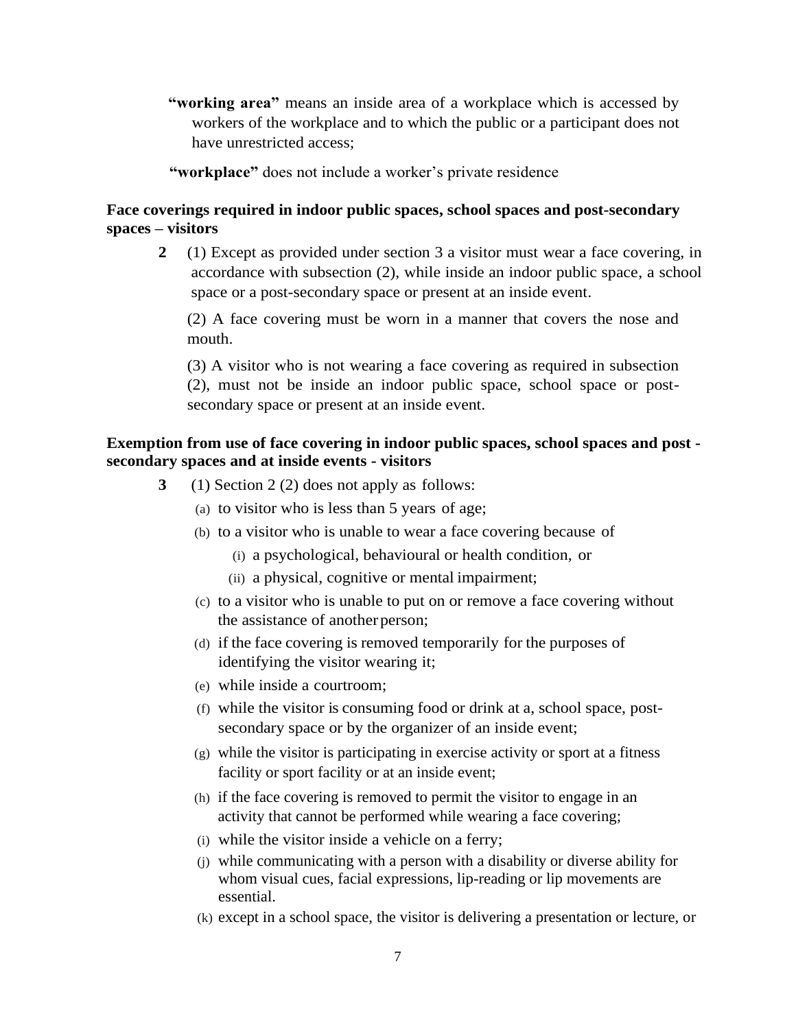**"working area"** means an inside area of a workplace which is accessed by workers of the workplace and to which the public or a participant does not have unrestricted access;

**"workplace"** does not include a worker's private residence

**Face coverings required in indoor public spaces, school spaces and post-secondary spaces – visitors**

**2** (1) Except as provided under section 3 a visitor must wear a face covering, in accordance with subsection (2), while inside an indoor public space, a school space or a post-secondary space or present at an inside event.

(2) A face covering must be worn in a manner that covers the nose and mouth.

(3) A visitor who is not wearing a face covering as required in subsection (2), must not be inside an indoor public space, school space or post-secondary space or present at an inside event.

**Exemption from use of face covering in indoor public spaces, school spaces and post - secondary spaces and at inside events - visitors**

**3** (1) Section 2 (2) does not apply as follows:

(a) to visitor who is less than 5 years of age;

(b) to a visitor who is unable to wear a face covering because of

(i) a psychological, behavioural or health condition, or

(ii) a physical, cognitive or mental impairment;

(c) to a visitor who is unable to put on or remove a face covering without the assistance of another person;

(d) if the face covering is removed temporarily for the purposes of identifying the visitor wearing it;

(e) while inside a courtroom;

(f) while the visitor is consuming food or drink at a, school space, post-secondary space or by the organizer of an inside event;

(g) while the visitor is participating in exercise activity or sport at a fitness facility or sport facility or at an inside event;

(h) if the face covering is removed to permit the visitor to engage in an activity that cannot be performed while wearing a face covering;

(i) while the visitor inside a vehicle on a ferry;

(j) while communicating with a person with a disability or diverse ability for whom visual cues, facial expressions, lip-reading or lip movements are essential.

(k) except in a school space, the visitor is delivering a presentation or lecture, or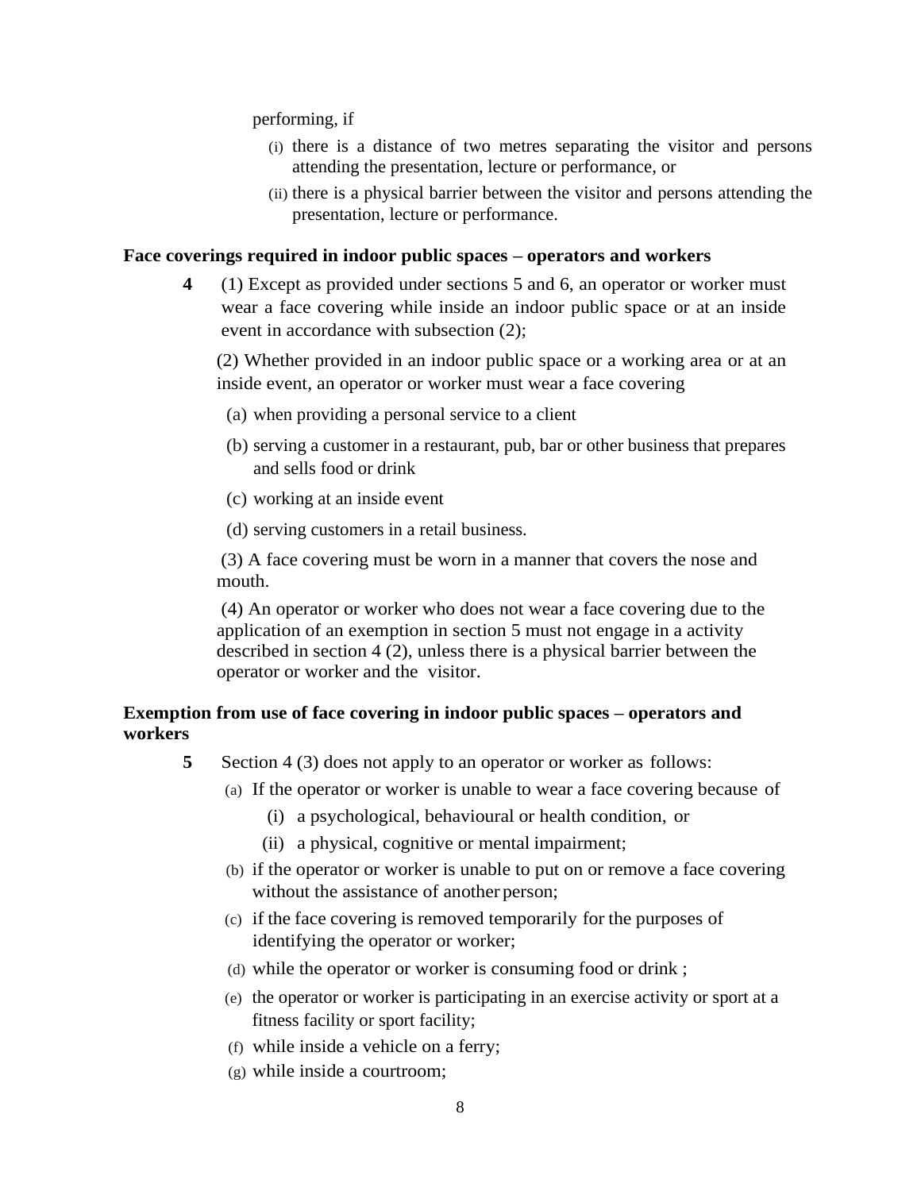performing, if

(i) there is a distance of two metres separating the visitor and persons attending the presentation, lecture or performance, or

(ii) there is a physical barrier between the visitor and persons attending the presentation, lecture or performance.

**Face coverings required in indoor public spaces – operators and workers**

**4** (1) Except as provided under sections 5 and 6, an operator or worker must wear a face covering while inside an indoor public space or at an inside event in accordance with subsection (2);

(2) Whether provided in an indoor public space or a working area or at an inside event, an operator or worker must wear a face covering

(a) when providing a personal service to a client

(b) serving a customer in a restaurant, pub, bar or other business that prepares and sells food or drink

(c) working at an inside event

(d) serving customers in a retail business.

(3) A face covering must be worn in a manner that covers the nose and mouth.

(4) An operator or worker who does not wear a face covering due to the application of an exemption in section 5 must not engage in a activity described in section 4 (2), unless there is a physical barrier between the operator or worker and the visitor.

**Exemption from use of face covering in indoor public spaces – operators and workers**

**5** Section 4 (3) does not apply to an operator or worker as follows:

(a) If the operator or worker is unable to wear a face covering because of

(i) a psychological, behavioural or health condition, or

(ii) a physical, cognitive or mental impairment;

(b) if the operator or worker is unable to put on or remove a face covering without the assistance of another person;

(c) if the face covering is removed temporarily for the purposes of identifying the operator or worker;

(d) while the operator or worker is consuming food or drink ;

(e) the operator or worker is participating in an exercise activity or sport at a fitness facility or sport facility;

(f) while inside a vehicle on a ferry;

(g) while inside a courtroom;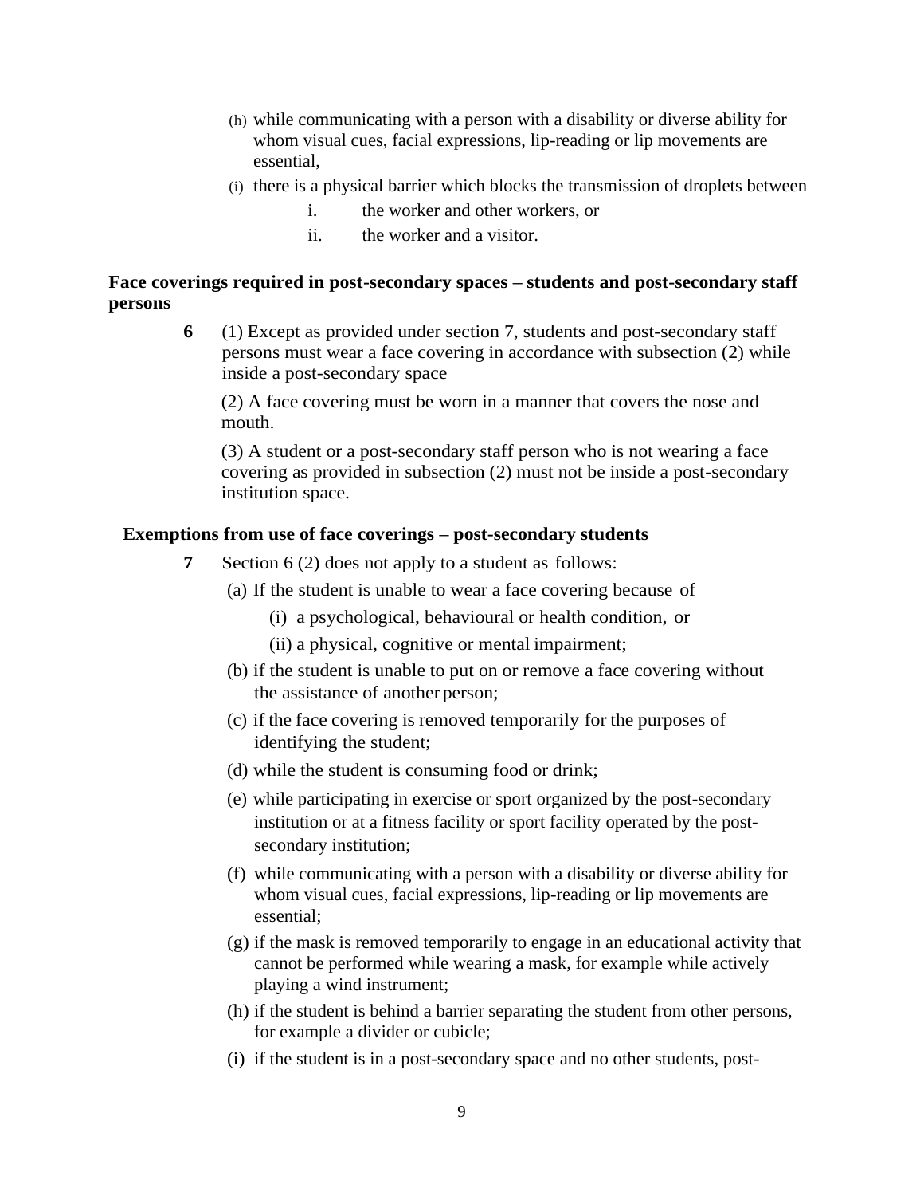(h) while communicating with a person with a disability or diverse ability for whom visual cues, facial expressions, lip-reading or lip movements are essential,

(i) there is a physical barrier which blocks the transmission of droplets between

i. the worker and other workers, or

ii. the worker and a visitor.

**Face coverings required in post-secondary spaces – students and post-secondary staff persons**

**6** (1) Except as provided under section 7, students and post-secondary staff persons must wear a face covering in accordance with subsection (2) while inside a post-secondary space

(2) A face covering must be worn in a manner that covers the nose and mouth.

(3) A student or a post-secondary staff person who is not wearing a face covering as provided in subsection (2) must not be inside a post-secondary institution space.

**Exemptions from use of face coverings – post-secondary students**

**7** Section 6 (2) does not apply to a student as follows:

(a) If the student is unable to wear a face covering because of

(i) a psychological, behavioural or health condition, or

(ii) a physical, cognitive or mental impairment;

(b) if the student is unable to put on or remove a face covering without the assistance of another person;

(c) if the face covering is removed temporarily for the purposes of identifying the student;

(d) while the student is consuming food or drink;

(e) while participating in exercise or sport organized by the post-secondary institution or at a fitness facility or sport facility operated by the post-secondary institution;

(f) while communicating with a person with a disability or diverse ability for whom visual cues, facial expressions, lip-reading or lip movements are essential;

(g) if the mask is removed temporarily to engage in an educational activity that cannot be performed while wearing a mask, for example while actively playing a wind instrument;

(h) if the student is behind a barrier separating the student from other persons, for example a divider or cubicle;

(i) if the student is in a post-secondary space and no other students, post-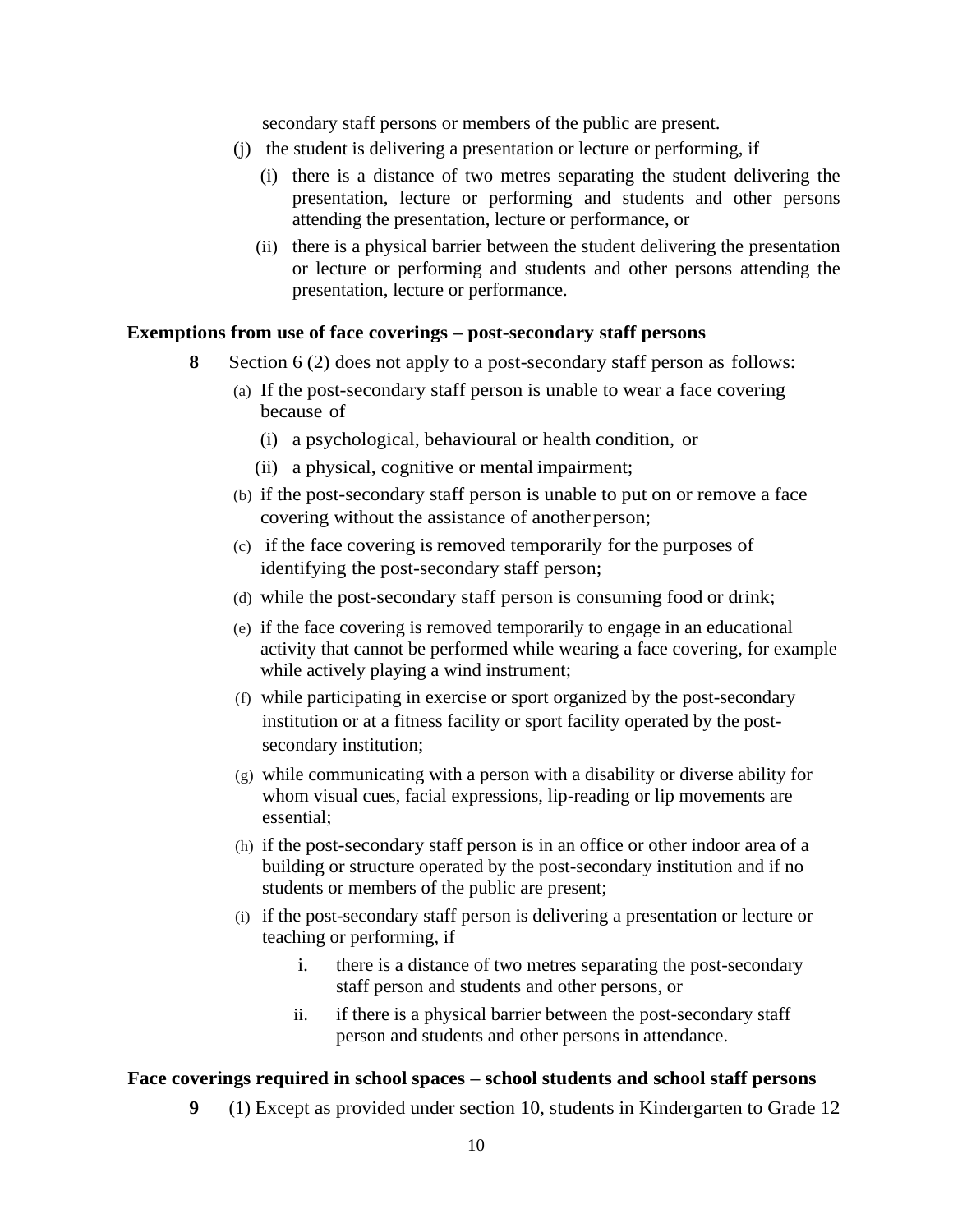secondary staff persons or members of the public are present.

(j) the student is delivering a presentation or lecture or performing, if

   (i) there is a distance of two metres separating the student delivering the presentation, lecture or performing and students and other persons attending the presentation, lecture or performance, or

   (ii) there is a physical barrier between the student delivering the presentation or lecture or performing and students and other persons attending the presentation, lecture or performance.

**Exemptions from use of face coverings – post-secondary staff persons**

**8** Section 6 (2) does not apply to a post-secondary staff person as follows:

(a) If the post-secondary staff person is unable to wear a face covering because of

   (i) a psychological, behavioural or health condition, or

   (ii) a physical, cognitive or mental impairment;

(b) if the post-secondary staff person is unable to put on or remove a face covering without the assistance of another person;

(c) if the face covering is removed temporarily for the purposes of identifying the post-secondary staff person;

(d) while the post-secondary staff person is consuming food or drink;

(e) if the face covering is removed temporarily to engage in an educational activity that cannot be performed while wearing a face covering, for example while actively playing a wind instrument;

(f) while participating in exercise or sport organized by the post-secondary institution or at a fitness facility or sport facility operated by the post-secondary institution;

(g) while communicating with a person with a disability or diverse ability for whom visual cues, facial expressions, lip-reading or lip movements are essential;

(h) if the post-secondary staff person is in an office or other indoor area of a building or structure operated by the post-secondary institution and if no students or members of the public are present;

(i) if the post-secondary staff person is delivering a presentation or lecture or teaching or performing, if

   i. there is a distance of two metres separating the post-secondary staff person and students and other persons, or

   ii. if there is a physical barrier between the post-secondary staff person and students and other persons in attendance.

**Face coverings required in school spaces – school students and school staff persons**

**9** (1) Except as provided under section 10, students in Kindergarten to Grade 12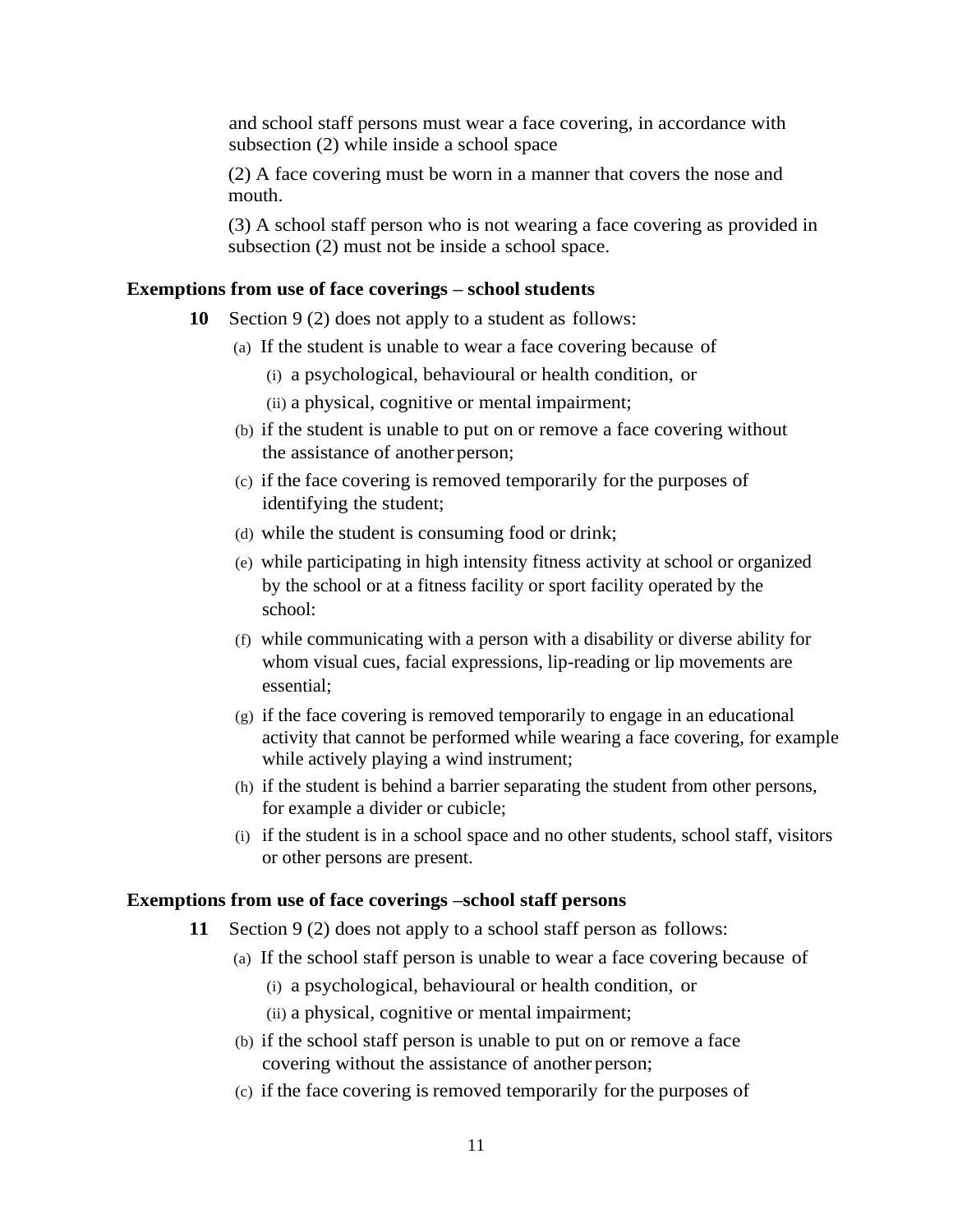and school staff persons must wear a face covering, in accordance with subsection (2) while inside a school space

(2) A face covering must be worn in a manner that covers the nose and mouth.

(3) A school staff person who is not wearing a face covering as provided in subsection (2) must not be inside a school space.

**Exemptions from use of face coverings – school students**

**10** Section 9 (2) does not apply to a student as follows:

(a) If the student is unable to wear a face covering because of

(i) a psychological, behavioural or health condition, or

(ii) a physical, cognitive or mental impairment;

(b) if the student is unable to put on or remove a face covering without the assistance of another person;

(c) if the face covering is removed temporarily for the purposes of identifying the student;

(d) while the student is consuming food or drink;

(e) while participating in high intensity fitness activity at school or organized by the school or at a fitness facility or sport facility operated by the school:

(f) while communicating with a person with a disability or diverse ability for whom visual cues, facial expressions, lip-reading or lip movements are essential;

(g) if the face covering is removed temporarily to engage in an educational activity that cannot be performed while wearing a face covering, for example while actively playing a wind instrument;

(h) if the student is behind a barrier separating the student from other persons, for example a divider or cubicle;

(i) if the student is in a school space and no other students, school staff, visitors or other persons are present.

**Exemptions from use of face coverings –school staff persons**

**11** Section 9 (2) does not apply to a school staff person as follows:

(a) If the school staff person is unable to wear a face covering because of

(i) a psychological, behavioural or health condition, or

(ii) a physical, cognitive or mental impairment;

(b) if the school staff person is unable to put on or remove a face covering without the assistance of another person;

(c) if the face covering is removed temporarily for the purposes of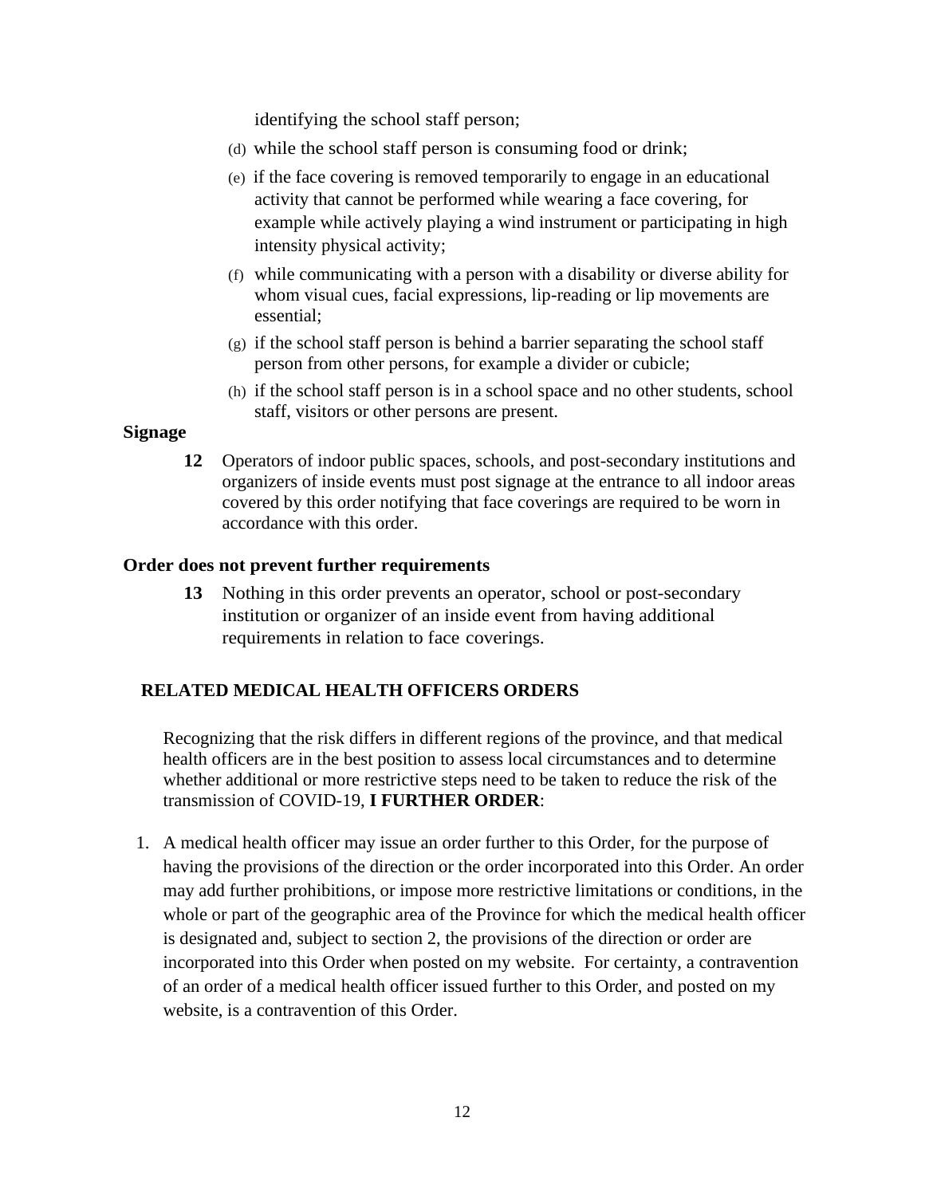identifying the school staff person;

(d) while the school staff person is consuming food or drink;

(e) if the face covering is removed temporarily to engage in an educational activity that cannot be performed while wearing a face covering, for example while actively playing a wind instrument or participating in high intensity physical activity;

(f) while communicating with a person with a disability or diverse ability for whom visual cues, facial expressions, lip-reading or lip movements are essential;

(g) if the school staff person is behind a barrier separating the school staff person from other persons, for example a divider or cubicle;

(h) if the school staff person is in a school space and no other students, school staff, visitors or other persons are present.

**Signage**

**12** Operators of indoor public spaces, schools, and post-secondary institutions and organizers of inside events must post signage at the entrance to all indoor areas covered by this order notifying that face coverings are required to be worn in accordance with this order.

**Order does not prevent further requirements**

**13** Nothing in this order prevents an operator, school or post-secondary institution or organizer of an inside event from having additional requirements in relation to face coverings.

## RELATED MEDICAL HEALTH OFFICERS ORDERS

Recognizing that the risk differs in different regions of the province, and that medical health officers are in the best position to assess local circumstances and to determine whether additional or more restrictive steps need to be taken to reduce the risk of the transmission of COVID-19, **I FURTHER ORDER**:

1. A medical health officer may issue an order further to this Order, for the purpose of having the provisions of the direction or the order incorporated into this Order. An order may add further prohibitions, or impose more restrictive limitations or conditions, in the whole or part of the geographic area of the Province for which the medical health officer is designated and, subject to section 2, the provisions of the direction or order are incorporated into this Order when posted on my website. For certainty, a contravention of an order of a medical health officer issued further to this Order, and posted on my website, is a contravention of this Order.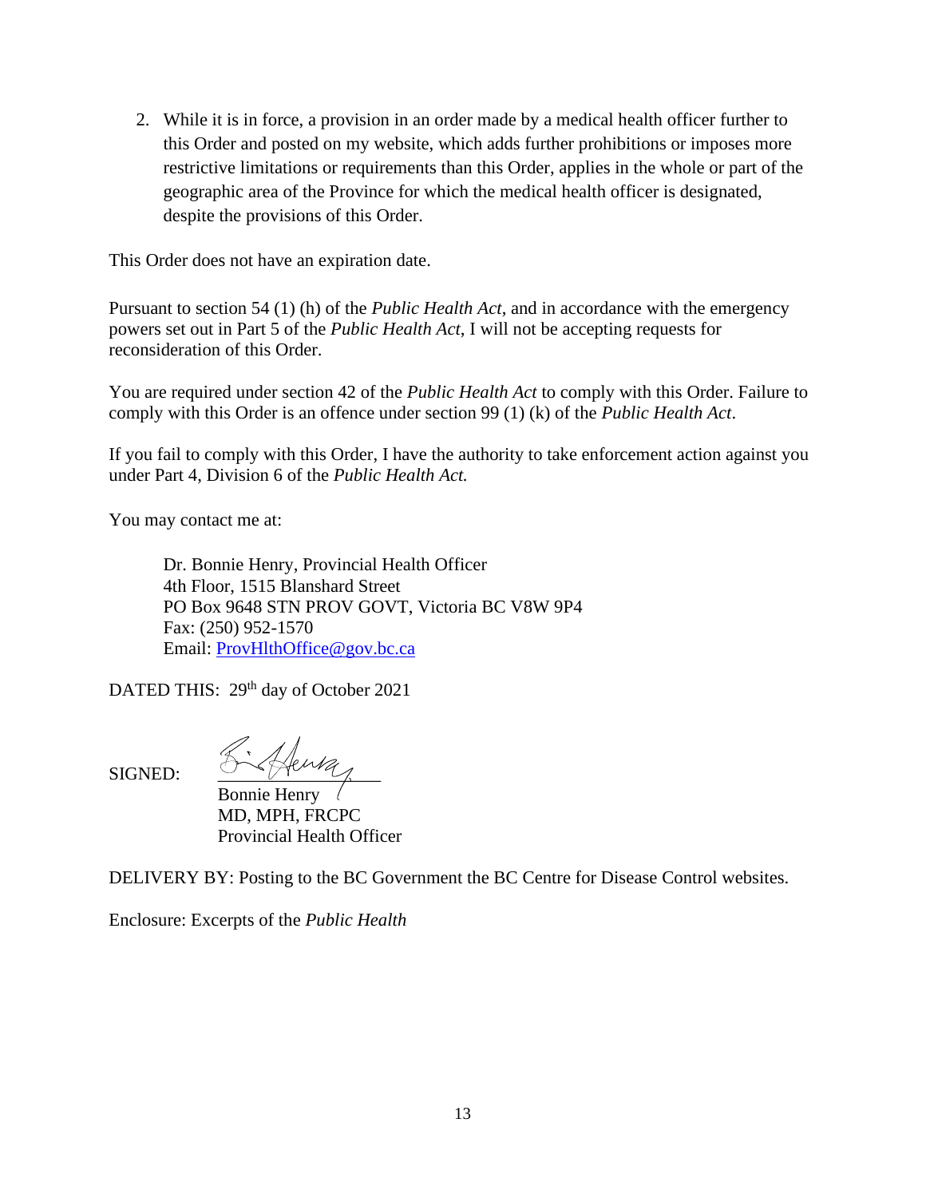2. While it is in force, a provision in an order made by a medical health officer further to this Order and posted on my website, which adds further prohibitions or imposes more restrictive limitations or requirements than this Order, applies in the whole or part of the geographic area of the Province for which the medical health officer is designated, despite the provisions of this Order.

This Order does not have an expiration date.

Pursuant to section 54 (1) (h) of the *Public Health Act*, and in accordance with the emergency powers set out in Part 5 of the *Public Health Act*, I will not be accepting requests for reconsideration of this Order.

You are required under section 42 of the *Public Health Act* to comply with this Order. Failure to comply with this Order is an offence under section 99 (1) (k) of the *Public Health Act*.

If you fail to comply with this Order, I have the authority to take enforcement action against you under Part 4, Division 6 of the *Public Health Act.*

You may contact me at:

> Dr. Bonnie Henry, Provincial Health Officer
> 4th Floor, 1515 Blanshard Street
> PO Box 9648 STN PROV GOVT, Victoria BC V8W 9P4
> Fax: (250) 952-1570
> Email: ProvHlthOffice@gov.bc.ca

DATED THIS: 29th day of October 2021

SIGNED:

Bonnie Henry
MD, MPH, FRCPC
Provincial Health Officer

DELIVERY BY: Posting to the BC Government the BC Centre for Disease Control websites.

Enclosure: Excerpts of the *Public Health*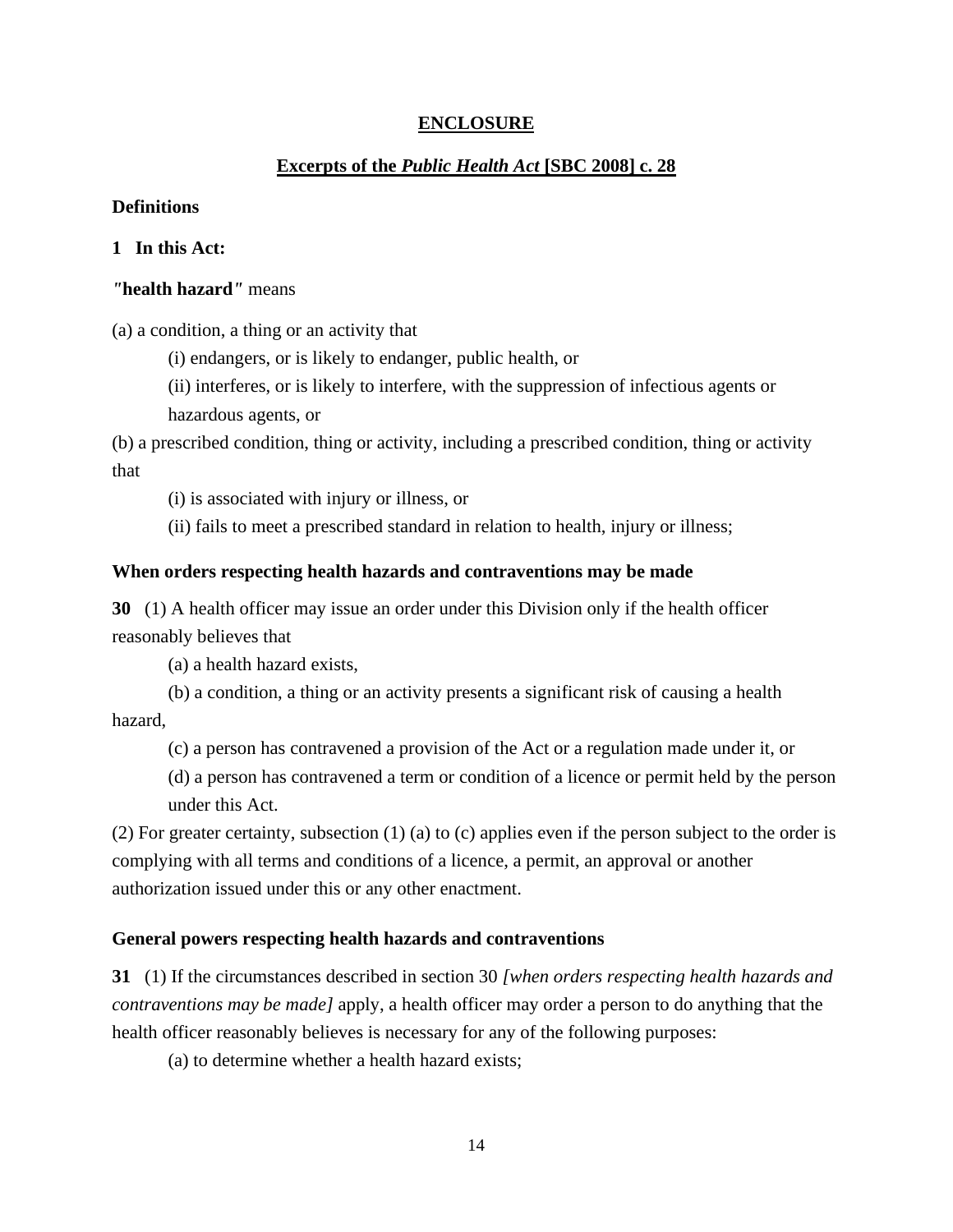## ENCLOSURE

## Excerpts of the *Public Health Act* [SBC 2008] c. 28

**Definitions**

**1 In this Act:**

**"health hazard"** means

(a) a condition, a thing or an activity that

(i) endangers, or is likely to endanger, public health, or

(ii) interferes, or is likely to interfere, with the suppression of infectious agents or hazardous agents, or

(b) a prescribed condition, thing or activity, including a prescribed condition, thing or activity that

(i) is associated with injury or illness, or

(ii) fails to meet a prescribed standard in relation to health, injury or illness;

**When orders respecting health hazards and contraventions may be made**

**30** (1) A health officer may issue an order under this Division only if the health officer reasonably believes that

(a) a health hazard exists,

(b) a condition, a thing or an activity presents a significant risk of causing a health hazard,

(c) a person has contravened a provision of the Act or a regulation made under it, or

(d) a person has contravened a term or condition of a licence or permit held by the person under this Act.

(2) For greater certainty, subsection (1) (a) to (c) applies even if the person subject to the order is complying with all terms and conditions of a licence, a permit, an approval or another authorization issued under this or any other enactment.

**General powers respecting health hazards and contraventions**

**31** (1) If the circumstances described in section 30 *[when orders respecting health hazards and contraventions may be made]* apply, a health officer may order a person to do anything that the health officer reasonably believes is necessary for any of the following purposes:

(a) to determine whether a health hazard exists;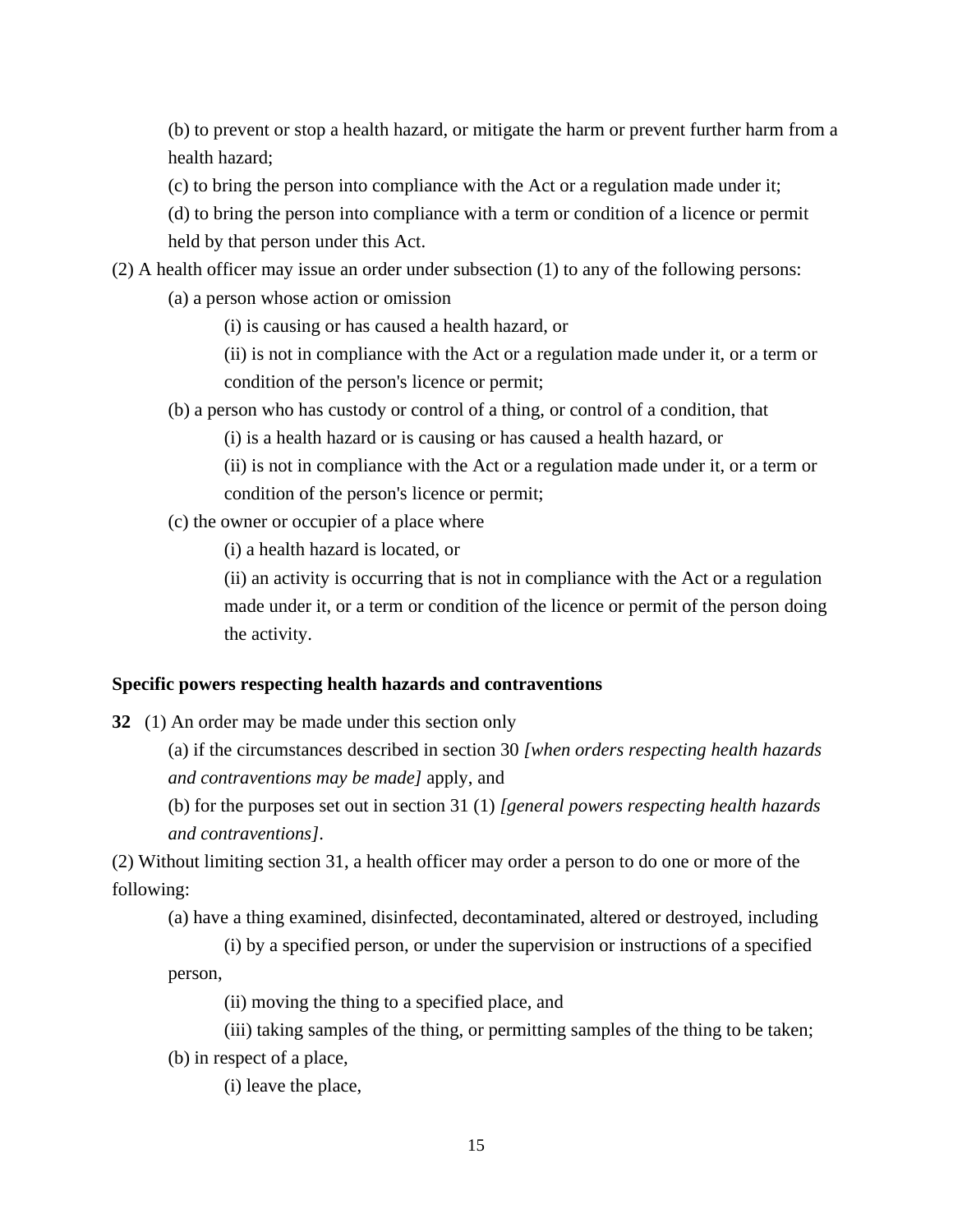(b) to prevent or stop a health hazard, or mitigate the harm or prevent further harm from a health hazard;

(c) to bring the person into compliance with the Act or a regulation made under it;

(d) to bring the person into compliance with a term or condition of a licence or permit held by that person under this Act.

(2) A health officer may issue an order under subsection (1) to any of the following persons:

(a) a person whose action or omission

(i) is causing or has caused a health hazard, or

(ii) is not in compliance with the Act or a regulation made under it, or a term or condition of the person's licence or permit;

(b) a person who has custody or control of a thing, or control of a condition, that

(i) is a health hazard or is causing or has caused a health hazard, or

(ii) is not in compliance with the Act or a regulation made under it, or a term or condition of the person's licence or permit;

(c) the owner or occupier of a place where

(i) a health hazard is located, or

(ii) an activity is occurring that is not in compliance with the Act or a regulation made under it, or a term or condition of the licence or permit of the person doing the activity.

**Specific powers respecting health hazards and contraventions**

**32** (1) An order may be made under this section only

(a) if the circumstances described in section 30 *[when orders respecting health hazards and contraventions may be made]* apply, and

(b) for the purposes set out in section 31 (1) *[general powers respecting health hazards and contraventions]*.

(2) Without limiting section 31, a health officer may order a person to do one or more of the following:

(a) have a thing examined, disinfected, decontaminated, altered or destroyed, including

(i) by a specified person, or under the supervision or instructions of a specified person,

(ii) moving the thing to a specified place, and

(iii) taking samples of the thing, or permitting samples of the thing to be taken;

(b) in respect of a place,

(i) leave the place,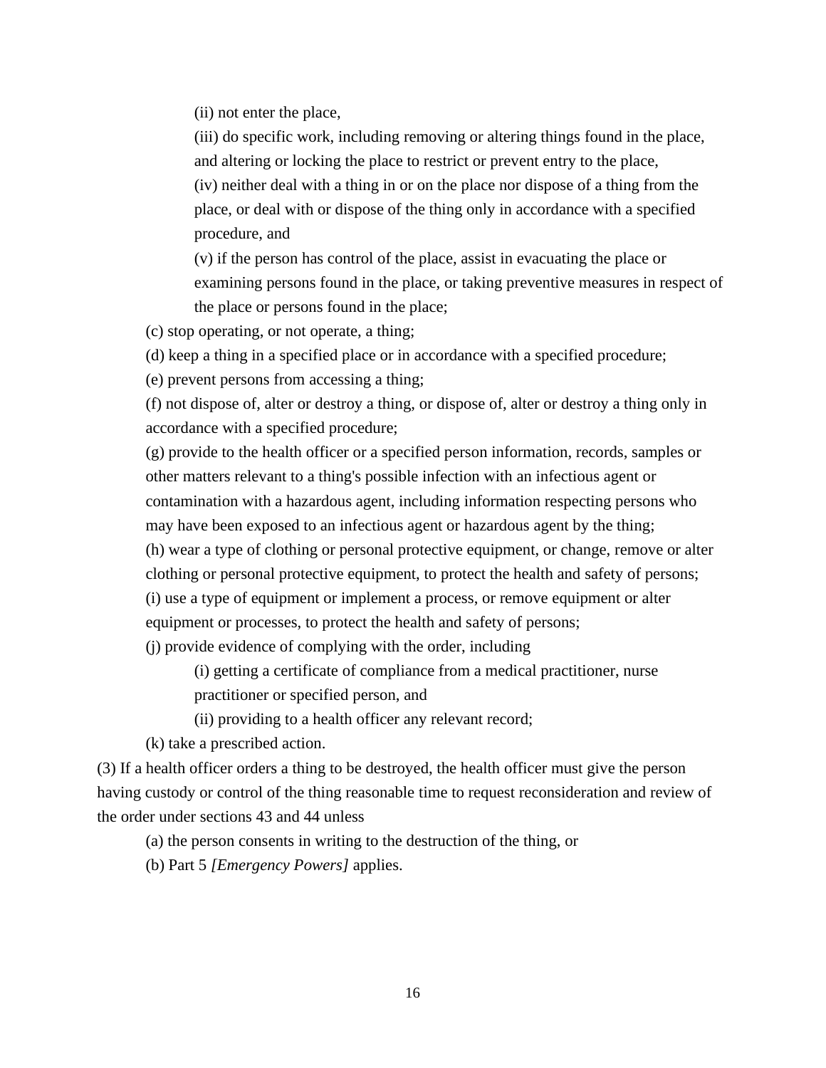(ii) not enter the place,

(iii) do specific work, including removing or altering things found in the place, and altering or locking the place to restrict or prevent entry to the place,

(iv) neither deal with a thing in or on the place nor dispose of a thing from the place, or deal with or dispose of the thing only in accordance with a specified procedure, and

(v) if the person has control of the place, assist in evacuating the place or examining persons found in the place, or taking preventive measures in respect of the place or persons found in the place;

(c) stop operating, or not operate, a thing;

(d) keep a thing in a specified place or in accordance with a specified procedure;

(e) prevent persons from accessing a thing;

(f) not dispose of, alter or destroy a thing, or dispose of, alter or destroy a thing only in accordance with a specified procedure;

(g) provide to the health officer or a specified person information, records, samples or other matters relevant to a thing's possible infection with an infectious agent or contamination with a hazardous agent, including information respecting persons who may have been exposed to an infectious agent or hazardous agent by the thing;

(h) wear a type of clothing or personal protective equipment, or change, remove or alter clothing or personal protective equipment, to protect the health and safety of persons;

(i) use a type of equipment or implement a process, or remove equipment or alter equipment or processes, to protect the health and safety of persons;

(j) provide evidence of complying with the order, including

(i) getting a certificate of compliance from a medical practitioner, nurse practitioner or specified person, and

(ii) providing to a health officer any relevant record;

(k) take a prescribed action.

(3) If a health officer orders a thing to be destroyed, the health officer must give the person having custody or control of the thing reasonable time to request reconsideration and review of the order under sections 43 and 44 unless

(a) the person consents in writing to the destruction of the thing, or

(b) Part 5 *[Emergency Powers]* applies.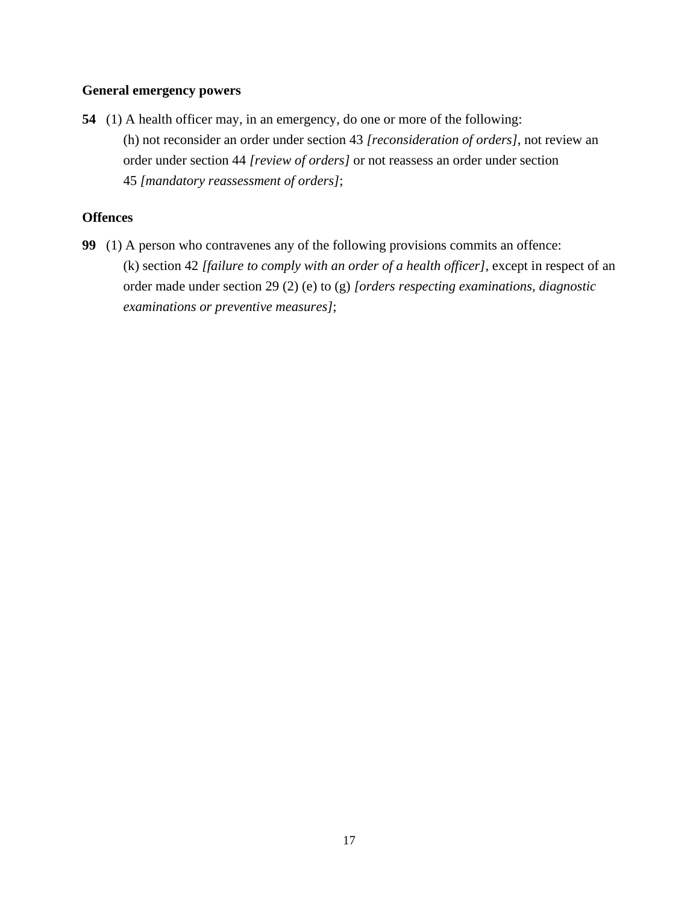**General emergency powers**

**54** (1) A health officer may, in an emergency, do one or more of the following:

(h) not reconsider an order under section 43 *[reconsideration of orders]*, not review an order under section 44 *[review of orders]* or not reassess an order under section 45 *[mandatory reassessment of orders]*;

**Offences**

**99** (1) A person who contravenes any of the following provisions commits an offence:

(k) section 42 *[failure to comply with an order of a health officer]*, except in respect of an order made under section 29 (2) (e) to (g) *[orders respecting examinations, diagnostic examinations or preventive measures]*;